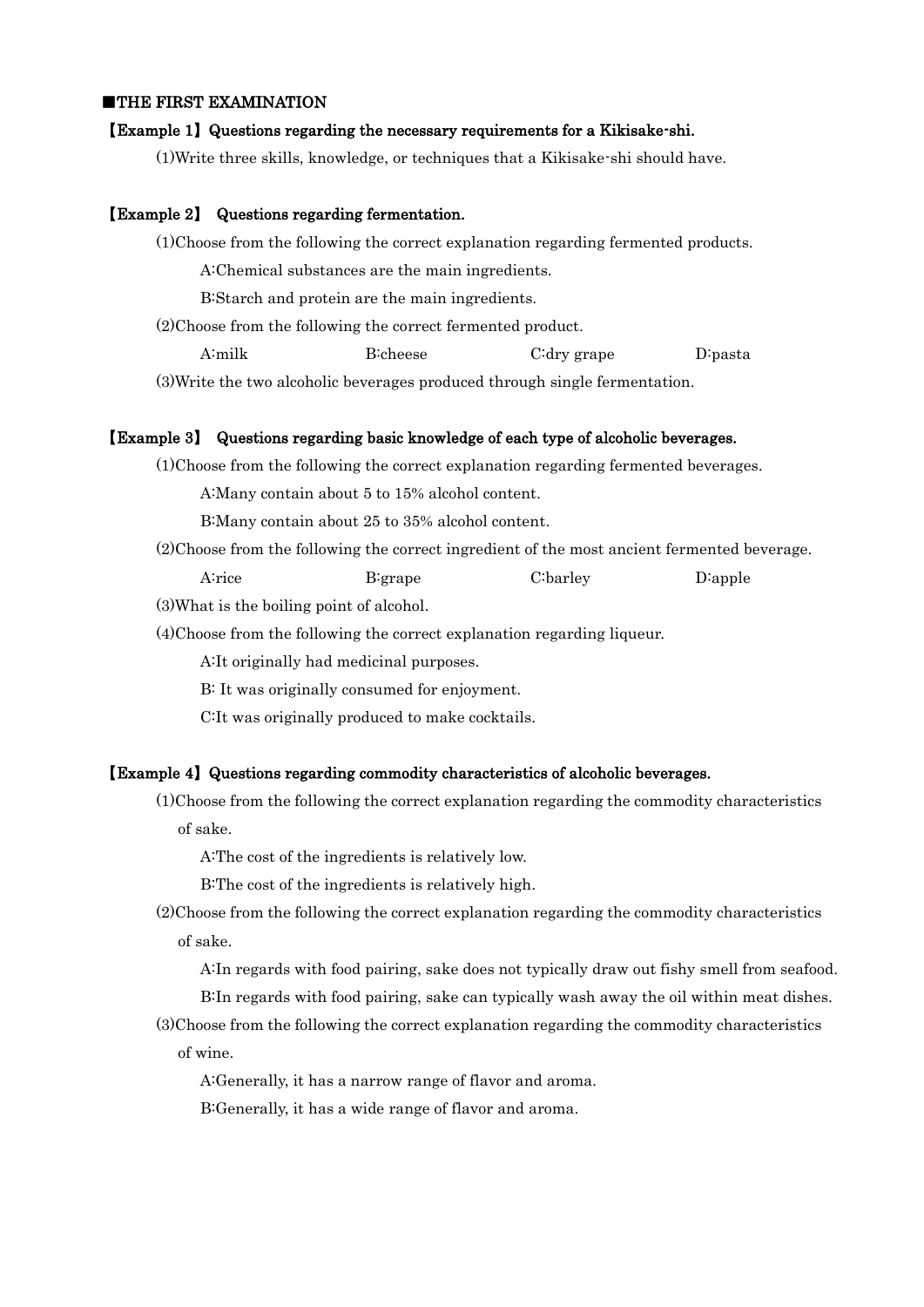## ■THE FIRST EXAMINATION

### 【Example 1】Questions regarding the necessary requirements for a Kikisake-shi.

(1)Write three skills, knowledge, or techniques that a Kikisake-shi should have.

### 【Example 2】 Questions regarding fermentation.

(1)Choose from the following the correct explanation regarding fermented products.

A:Chemical substances are the main ingredients.

B:Starch and protein are the main ingredients.

(2)Choose from the following the correct fermented product.

A:milk　　B:cheese　　C:dry grape　　D:pasta

(3)Write the two alcoholic beverages produced through single fermentation.

### 【Example 3】 Questions regarding basic knowledge of each type of alcoholic beverages.

(1)Choose from the following the correct explanation regarding fermented beverages.

A:Many contain about 5 to 15% alcohol content.

B:Many contain about 25 to 35% alcohol content.

(2)Choose from the following the correct ingredient of the most ancient fermented beverage.

A:rice　　B:grape　　C:barley　　D:apple

(3)What is the boiling point of alcohol.

(4)Choose from the following the correct explanation regarding liqueur.

A:It originally had medicinal purposes.

B: It was originally consumed for enjoyment.

C:It was originally produced to make cocktails.

### 【Example 4】Questions regarding commodity characteristics of alcoholic beverages.

(1)Choose from the following the correct explanation regarding the commodity characteristics of sake.

A:The cost of the ingredients is relatively low.

B:The cost of the ingredients is relatively high.

(2)Choose from the following the correct explanation regarding the commodity characteristics of sake.

A:In regards with food pairing, sake does not typically draw out fishy smell from seafood.

B:In regards with food pairing, sake can typically wash away the oil within meat dishes.

(3)Choose from the following the correct explanation regarding the commodity characteristics of wine.

A:Generally, it has a narrow range of flavor and aroma.

B:Generally, it has a wide range of flavor and aroma.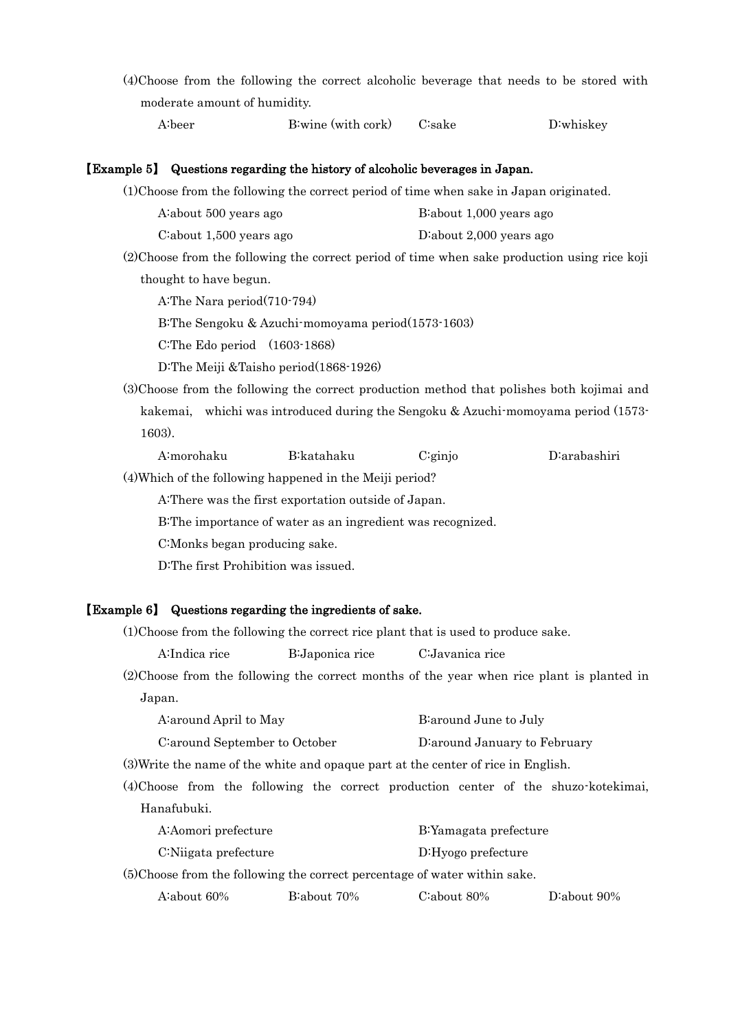(4)Choose from the following the correct alcoholic beverage that needs to be stored with moderate amount of humidity.

A:beer　B:wine (with cork)　C:sake　D:whiskey

### 【Example 5】 Questions regarding the history of alcoholic beverages in Japan.

(1)Choose from the following the correct period of time when sake in Japan originated.

A:about 500 years ago　B:about 1,000 years ago

C:about 1,500 years ago　D:about 2,000 years ago

(2)Choose from the following the correct period of time when sake production using rice koji thought to have begun.

A:The Nara period(710-794)

B:The Sengoku & Azuchi-momoyama period(1573-1603)

C:The Edo period　(1603-1868)

D:The Meiji &Taisho period(1868-1926)

(3)Choose from the following the correct production method that polishes both kojimai and kakemai,　whichi was introduced during the Sengoku & Azuchi-momoyama period (1573-1603).

A:morohaku　B:katahaku　C:ginjo　D:arabashiri

(4)Which of the following happened in the Meiji period?

A:There was the first exportation outside of Japan.

B:The importance of water as an ingredient was recognized.

C:Monks began producing sake.

D:The first Prohibition was issued.

### 【Example 6】 Questions regarding the ingredients of sake.

(1)Choose from the following the correct rice plant that is used to produce sake.

A:Indica rice　B:Japonica rice　C:Javanica rice

(2)Choose from the following the correct months of the year when rice plant is planted in Japan.

A:around April to May　B:around June to July

C:around September to October　D:around January to February

(3)Write the name of the white and opaque part at the center of rice in English.

(4)Choose from the following the correct production center of the shuzo-kotekimai, Hanafubuki.

A:Aomori prefecture　B:Yamagata prefecture

C:Niigata prefecture　D:Hyogo prefecture

(5)Choose from the following the correct percentage of water within sake.

A:about 60%　B:about 70%　C:about 80%　D:about 90%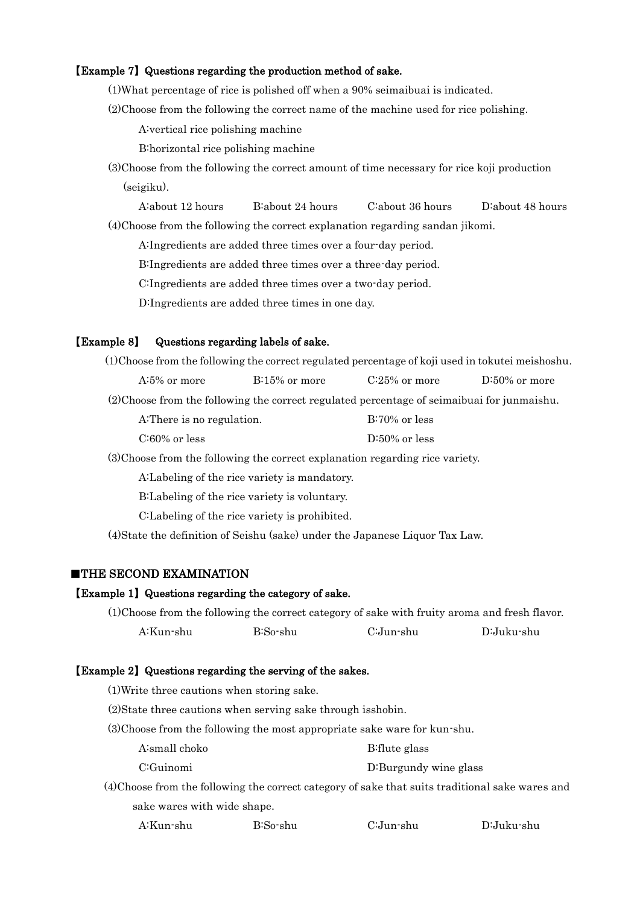【Example 7】Questions regarding the production method of sake.

(1)What percentage of rice is polished off when a 90% seimaibuai is indicated.

(2)Choose from the following the correct name of the machine used for rice polishing.

A:vertical rice polishing machine

B:horizontal rice polishing machine

(3)Choose from the following the correct amount of time necessary for rice koji production (seigiku).

A:about 12 hours B:about 24 hours C:about 36 hours D:about 48 hours

(4)Choose from the following the correct explanation regarding sandan jikomi.

A:Ingredients are added three times over a four-day period.

B:Ingredients are added three times over a three-day period.

C:Ingredients are added three times over a two-day period.

D:Ingredients are added three times in one day.

【Example 8】 Questions regarding labels of sake.

(1)Choose from the following the correct regulated percentage of koji used in tokutei meishoshu.

A:5% or more B:15% or more C:25% or more D:50% or more

(2)Choose from the following the correct regulated percentage of seimaibuai for junmaishu.

A:There is no regulation. B:70% or less

C:60% or less D:50% or less

(3)Choose from the following the correct explanation regarding rice variety.

A:Labeling of the rice variety is mandatory.

B:Labeling of the rice variety is voluntary.

C:Labeling of the rice variety is prohibited.

(4)State the definition of Seishu (sake) under the Japanese Liquor Tax Law.

## ■THE SECOND EXAMINATION

【Example 1】Questions regarding the category of sake.

(1)Choose from the following the correct category of sake with fruity aroma and fresh flavor.

A:Kun-shu B:So-shu C:Jun-shu D:Juku-shu

【Example 2】Questions regarding the serving of the sakes.

(1)Write three cautions when storing sake.

(2)State three cautions when serving sake through isshobin.

(3)Choose from the following the most appropriate sake ware for kun-shu.

A:small choko B:flute glass

C:Guinomi D:Burgundy wine glass

(4)Choose from the following the correct category of sake that suits traditional sake wares and sake wares with wide shape.

A:Kun-shu B:So-shu C:Jun-shu D:Juku-shu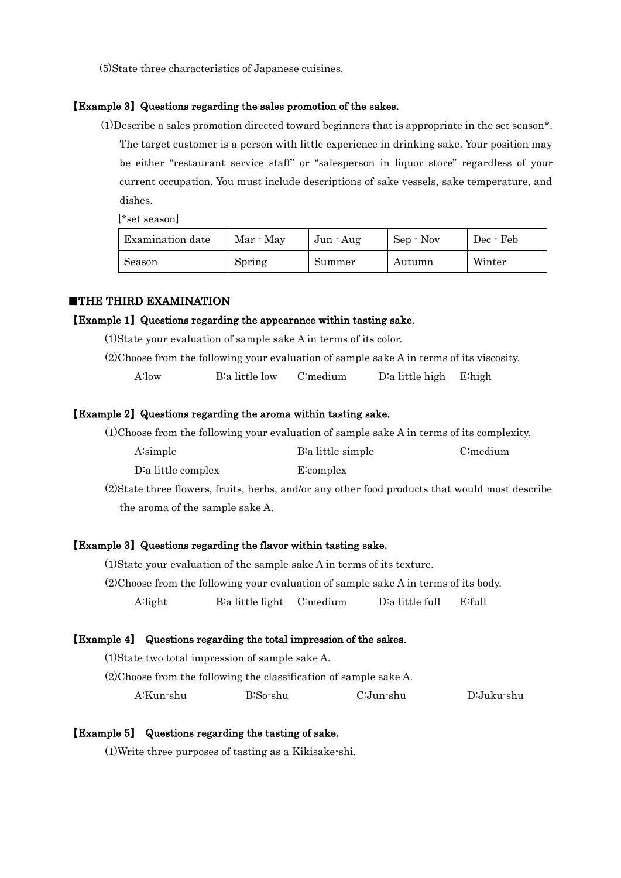(5)State three characteristics of Japanese cuisines.

**【Example 3】Questions regarding the sales promotion of the sakes.**

(1)Describe a sales promotion directed toward beginners that is appropriate in the set season*. The target customer is a person with little experience in drinking sake. Your position may be either "restaurant service staff" or "salesperson in liquor store" regardless of your current occupation. You must include descriptions of sake vessels, sake temperature, and dishes.

[*set season]

| | | | | |
|---|---|---|---|---|
| Examination date | Mar - May | Jun - Aug | Sep - Nov | Dec - Feb |
| Season | Spring | Summer | Autumn | Winter |

## ■THE THIRD EXAMINATION

**【Example 1】Questions regarding the appearance within tasting sake.**

(1)State your evaluation of sample sake A in terms of its color.

(2)Choose from the following your evaluation of sample sake A in terms of its viscosity.

A:low　B:a little low　C:medium　D:a little high　E:high

**【Example 2】Questions regarding the aroma within tasting sake.**

(1)Choose from the following your evaluation of sample sake A in terms of its complexity.

A:simple　B:a little simple　C:medium

D:a little complex　E:complex

(2)State three flowers, fruits, herbs, and/or any other food products that would most describe the aroma of the sample sake A.

**【Example 3】Questions regarding the flavor within tasting sake.**

(1)State your evaluation of the sample sake A in terms of its texture.

(2)Choose from the following your evaluation of sample sake A in terms of its body.

A:light　B:a little light　C:medium　D:a little full　E:full

**【Example 4】 Questions regarding the total impression of the sakes.**

(1)State two total impression of sample sake A.

(2)Choose from the following the classification of sample sake A.

A:Kun-shu　B:So-shu　C:Jun-shu　D:Juku-shu

**【Example 5】 Questions regarding the tasting of sake.**

(1)Write three purposes of tasting as a Kikisake-shi.